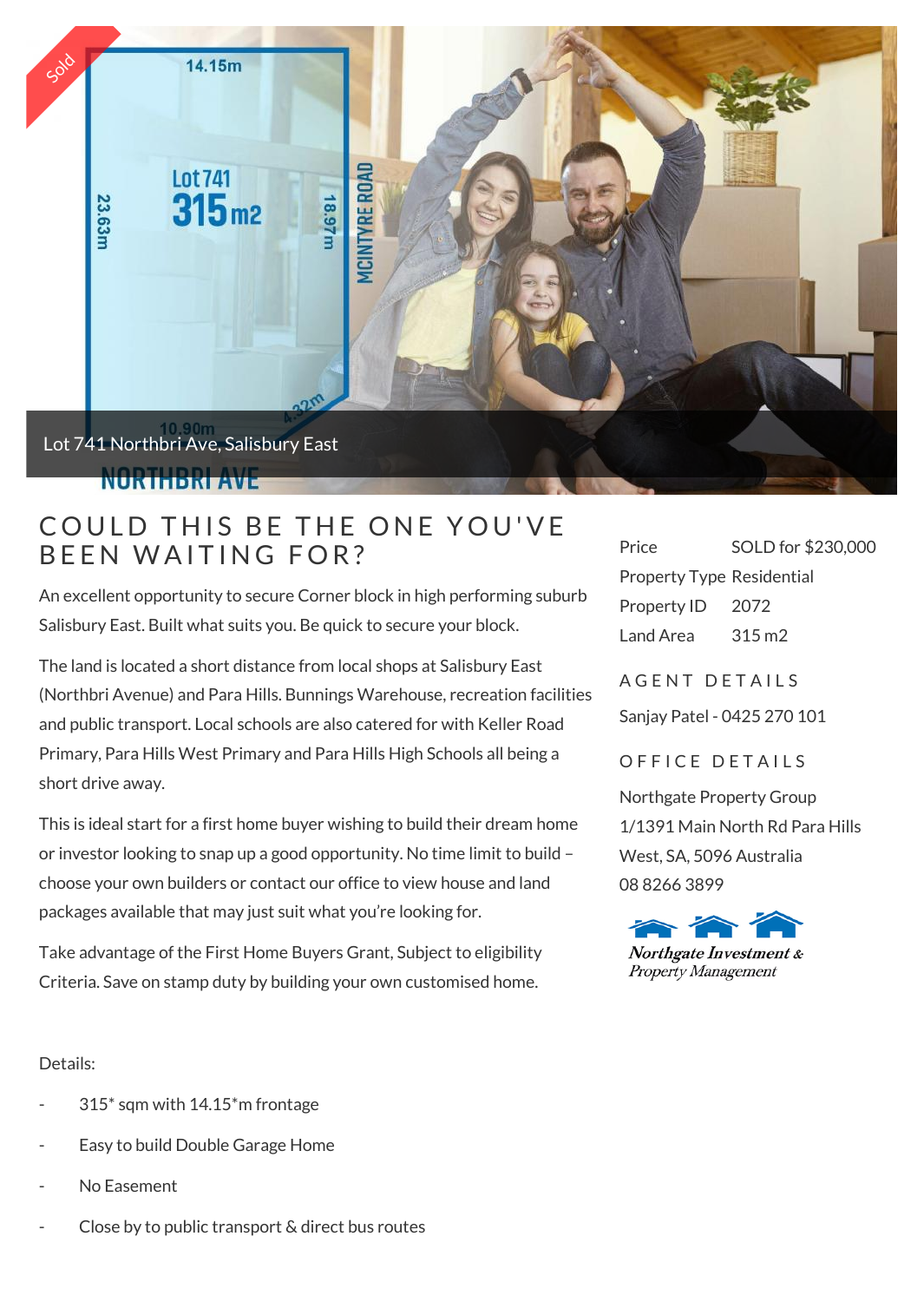Sold

14.15m

Lot 741
315 m2

23.63m

18.97m

MCINTYRE ROAD

4.32m

10.90m

Lot 741 Northbri Ave, Salisbury East

NORTHBRI AVE

# COULD THIS BE THE ONE YOU'VE BEEN WAITING FOR?

An excellent opportunity to secure Corner block in high performing suburb Salisbury East. Built what suits you. Be quick to secure your block.

The land is located a short distance from local shops at Salisbury East (Northbri Avenue) and Para Hills. Bunnings Warehouse, recreation facilities and public transport. Local schools are also catered for with Keller Road Primary, Para Hills West Primary and Para Hills High Schools all being a short drive away.

This is ideal start for a first home buyer wishing to build their dream home or investor looking to snap up a good opportunity. No time limit to build – choose your own builders or contact our office to view house and land packages available that may just suit what you're looking for.

Take advantage of the First Home Buyers Grant, Subject to eligibility Criteria. Save on stamp duty by building your own customised home.

Details:

- 315* sqm with 14.15*m frontage
- Easy to build Double Garage Home
- No Easement
- Close by to public transport & direct bus routes

| | |
|---|---|
| Price | SOLD for $230,000 |
| Property Type | Residential |
| Property ID | 2072 |
| Land Area | 315 m2 |

## AGENT DETAILS

Sanjay Patel - 0425 270 101

## OFFICE DETAILS

Northgate Property Group
1/1391 Main North Rd Para Hills West, SA, 5096 Australia
08 8266 3899

Northgate Investment & Property Management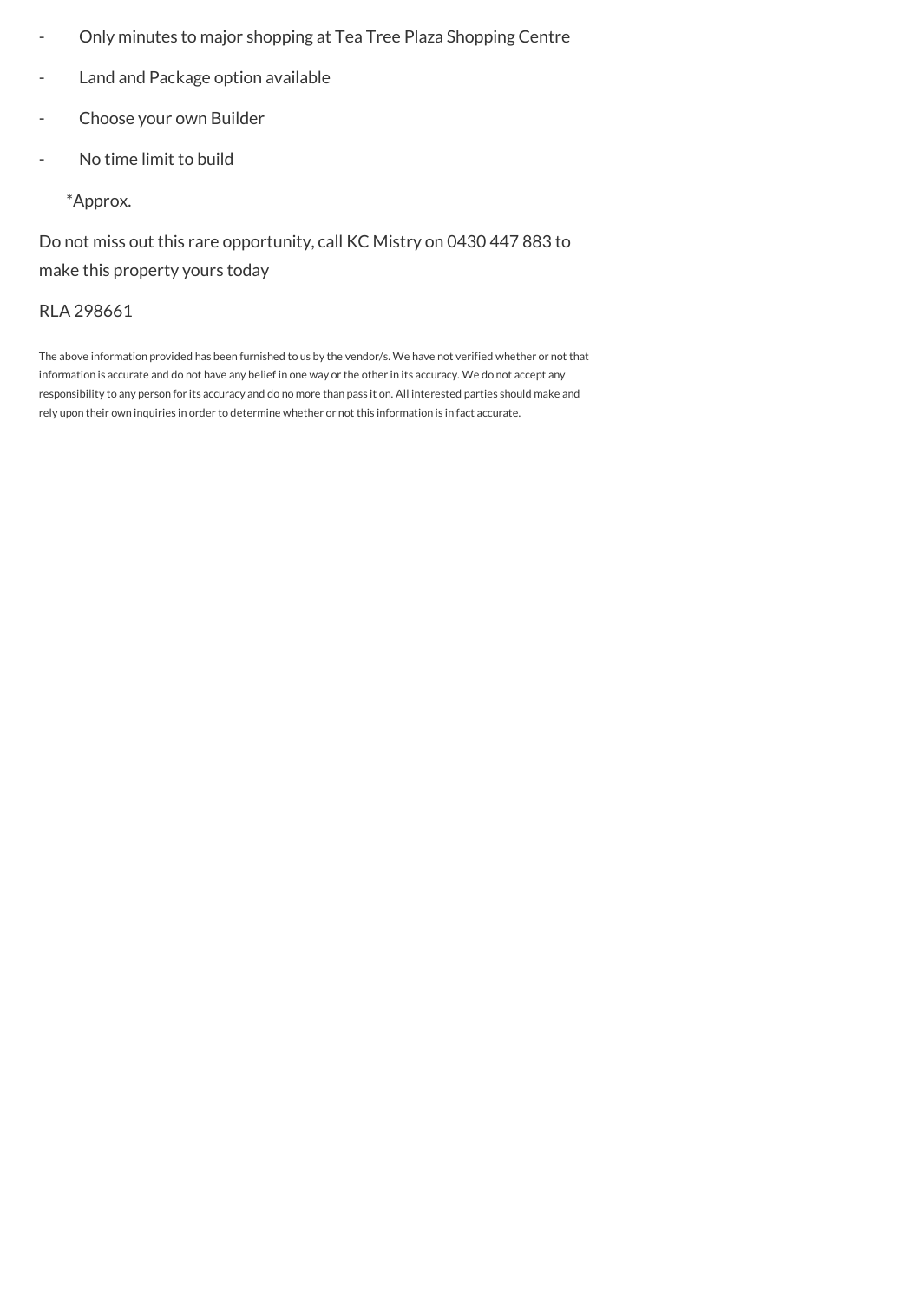- Only minutes to major shopping at Tea Tree Plaza Shopping Centre
- Land and Package option available
- Choose your own Builder
- No time limit to build

*Approx.

Do not miss out this rare opportunity, call KC Mistry on 0430 447 883 to make this property yours today

RLA 298661

The above information provided has been furnished to us by the vendor/s. We have not verified whether or not that information is accurate and do not have any belief in one way or the other in its accuracy. We do not accept any responsibility to any person for its accuracy and do no more than pass it on. All interested parties should make and rely upon their own inquiries in order to determine whether or not this information is in fact accurate.